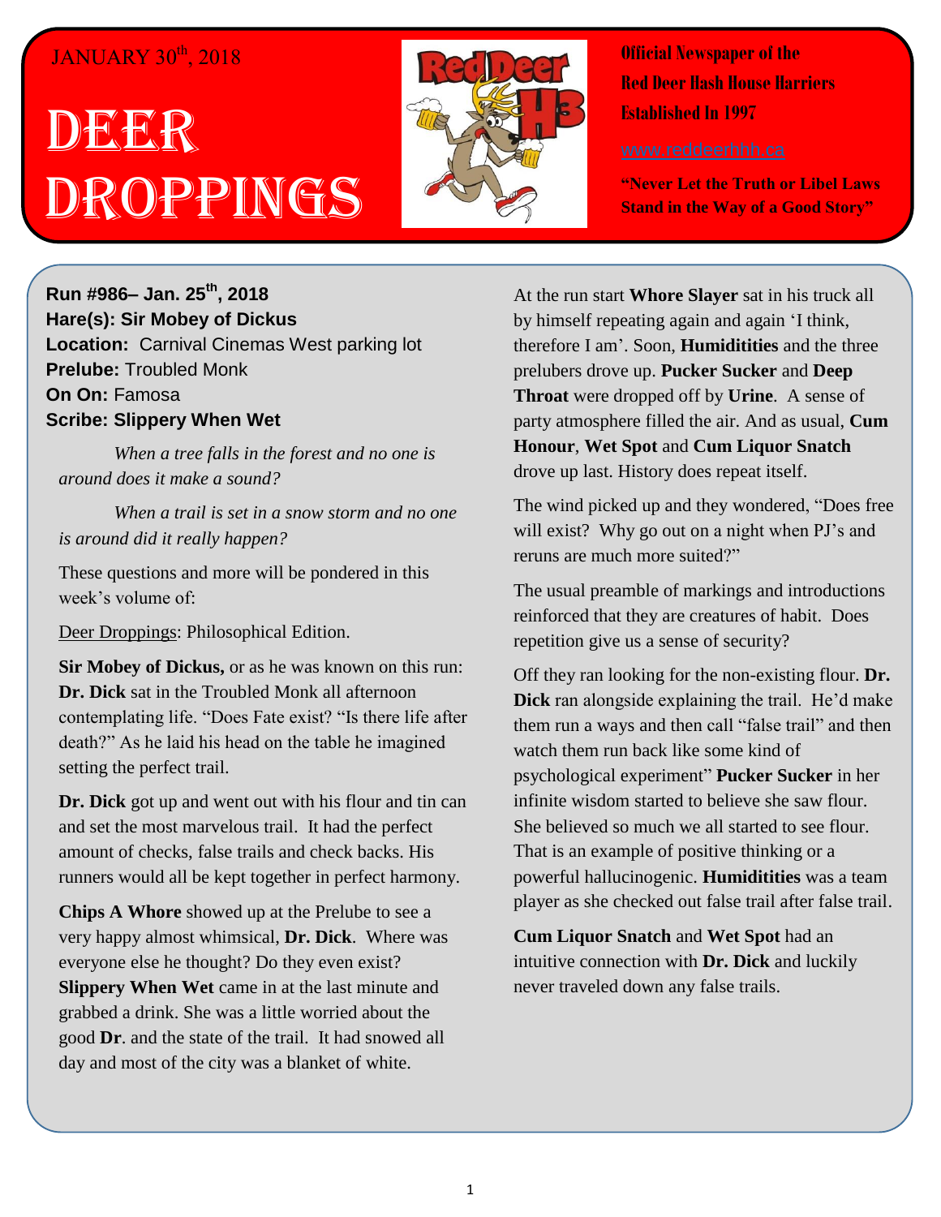JANUARY 30th, 2018

# DEER DROPPINGS

**Official Newspaper of the Red Deer Hash House Harriers Established In 1997**

www.reddeerhhh.ca

**"Never Let the Truth or Libel Laws Stand in the Way of a Good Story"**

**Run #986– Jan. 25th, 2018**
**Hare(s): Sir Mobey of Dickus**
**Location:** Carnival Cinemas West parking lot
**Prelube:** Troubled Monk
**On On:** Famosa
**Scribe: Slippery When Wet**

*When a tree falls in the forest and no one is around does it make a sound?*

*When a trail is set in a snow storm and no one is around did it really happen?*

These questions and more will be pondered in this week's volume of:

Deer Droppings: Philosophical Edition.

**Sir Mobey of Dickus,** or as he was known on this run: **Dr. Dick** sat in the Troubled Monk all afternoon contemplating life. "Does Fate exist? "Is there life after death?" As he laid his head on the table he imagined setting the perfect trail.

**Dr. Dick** got up and went out with his flour and tin can and set the most marvelous trail. It had the perfect amount of checks, false trails and check backs. His runners would all be kept together in perfect harmony.

**Chips A Whore** showed up at the Prelube to see a very happy almost whimsical, **Dr. Dick**. Where was everyone else he thought? Do they even exist? **Slippery When Wet** came in at the last minute and grabbed a drink. She was a little worried about the good **Dr**. and the state of the trail. It had snowed all day and most of the city was a blanket of white.

At the run start **Whore Slayer** sat in his truck all by himself repeating again and again 'I think, therefore I am'. Soon, **Humiditities** and the three prelubers drove up. **Pucker Sucker** and **Deep Throat** were dropped off by **Urine**. A sense of party atmosphere filled the air. And as usual, **Cum Honour**, **Wet Spot** and **Cum Liquor Snatch** drove up last. History does repeat itself.

The wind picked up and they wondered, "Does free will exist? Why go out on a night when PJ's and reruns are much more suited?"

The usual preamble of markings and introductions reinforced that they are creatures of habit. Does repetition give us a sense of security?

Off they ran looking for the non-existing flour. **Dr. Dick** ran alongside explaining the trail. He'd make them run a ways and then call "false trail" and then watch them run back like some kind of psychological experiment" **Pucker Sucker** in her infinite wisdom started to believe she saw flour. She believed so much we all started to see flour. That is an example of positive thinking or a powerful hallucinogenic. **Humiditities** was a team player as she checked out false trail after false trail.

**Cum Liquor Snatch** and **Wet Spot** had an intuitive connection with **Dr. Dick** and luckily never traveled down any false trails.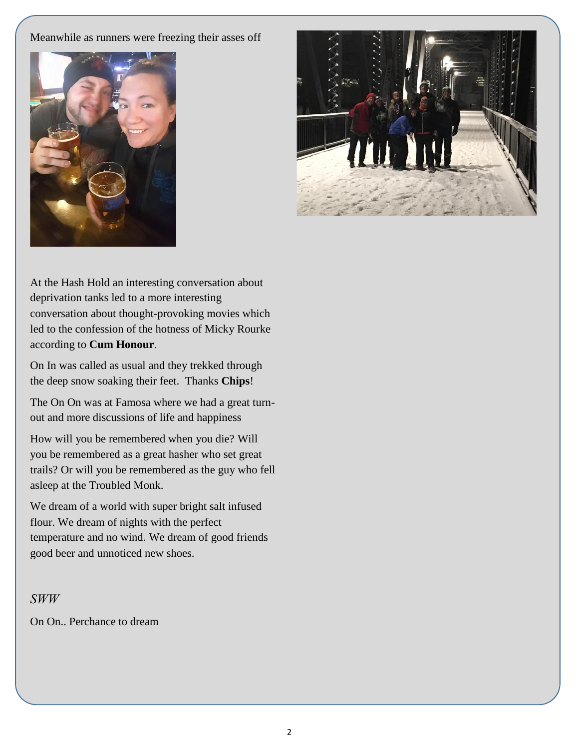Meanwhile as runners were freezing their asses off

At the Hash Hold an interesting conversation about deprivation tanks led to a more interesting conversation about thought-provoking movies which led to the confession of the hotness of Micky Rourke according to **Cum Honour**.

On In was called as usual and they trekked through the deep snow soaking their feet. Thanks **Chips**!

The On On was at Famosa where we had a great turn-out and more discussions of life and happiness

How will you be remembered when you die? Will you be remembered as a great hasher who set great trails? Or will you be remembered as the guy who fell asleep at the Troubled Monk.

We dream of a world with super bright salt infused flour. We dream of nights with the perfect temperature and no wind. We dream of good friends good beer and unnoticed new shoes.

*SWW*

On On.. Perchance to dream